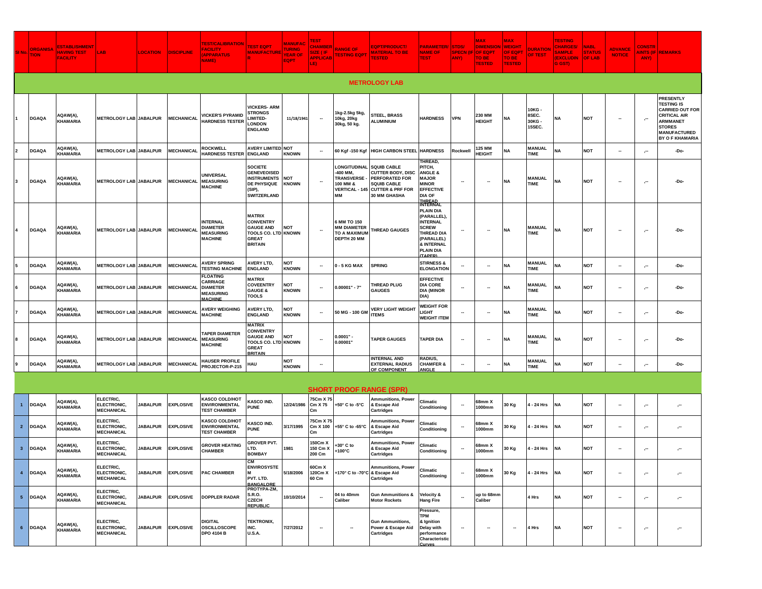| Sl No. | ORGANISATION | ESTABLISHMENT HAVING TEST FACILITY | LAB | LOCATION | DISCIPLINE | TEST/CALIBRATION FACILITY (APPARATUS NAME) | TEST EQPT MANUFACTURER | MANUFACTURING YEAR OF EQPT | TEST CHAMBER SIZE ( IF APPLICABLE) | RANGE OF TESTING EQPT | EQPT/PRODUCT/ MATERIAL TO BE TESTED | PARAMETER/ NAME OF TEST | STDS/ SPECN (IF ANY) | MAX DIMENSION OF EQPT TO BE TESTED | MAX WEIGHT OF EQPT TO BE TESTED | DURATION OF TEST | TESTING CHARGES/ SAMPLE (EXCLUDING GST) | NABL STATUS OF LAB | ADVANCE NOTICE | CONSTRAINTS (IF ANY) | REMARKS |
|---|---|---|---|---|---|---|---|---|---|---|---|---|---|---|---|---|---|---|---|---|---|
| **METROLOGY LAB** | | | | | | | | | | | | | | | | | | | | | |
| 1 | DGAQA | AQAW(A), KHAMARIA | METROLOGY LAB | JABALPUR | MECHANICAL | VICKER'S PYRAMID HARDNESS TESTER | VICKERS- ARM STRONGS LIMITED- LONDON ENGLAND | 11/18/1941 | -- | 1kg-2.5kg 5kg, 10kg, 20kg 30kg, 50 kg. | STEEL, BRASS ALUMINIUM | HARDNESS | VPN | 230 MM HEIGHT | NA | 10KG - 8SEC. 30KG - 15SEC. | NA | NOT | -- | ,-- | PRESENTLY TESTING IS CARRIED OUT FOR CRITICAL AIR ARMMANET STORES MANUFACTURED BY O F KHAMARIA |
| 2 | DGAQA | AQAW(A), KHAMARIA | METROLOGY LAB | JABALPUR | MECHANICAL | ROCKWELL HARDNESS TESTER | AVERY LIMITED ENGLAND | NOT KNOWN | -- | 60 Kgf -150 Kgf | HIGH CARBON STEEL | HARDNESS | Rockwell | 125 MM HEIGHT | NA | MANUAL TIME | NA | NOT | -- | ,-- | -Do- |
| 3 | DGAQA | AQAW(A), KHAMARIA | METROLOGY LAB | JABALPUR | MECHANICAL | UNIVERSAL MEASURING MACHINE | SOCIETE GENEVEOISED INSTRUMENTS DE PHYSIQUE (SIP), SWITZERLAND | NOT KNOWN | -- | LONGITUDINAL -400 MM, TRANSVERSE - 100 MM & VERTICAL - 145 MM | SQUIB CABLE CUTTER BODY, DISC PERFORATED FOR SQUIB CABLE CUTTER & PRF FOR 30 MM GHASHA | THREAD, PITCH, ANGLE & MAJOR MINOR EFFECTIVE DIA OF THREAD | -- | -- | NA | MANUAL TIME | NA | NOT | -- | ,-- | -Do- |
| 4 | DGAQA | AQAW(A), KHAMARIA | METROLOGY LAB | JABALPUR | MECHANICAL | INTERNAL DIAMETER MEASURING MACHINE | MATRIX CONVENTRY GAUGE AND TOOLS CO. LTD GREAT BRITAIN | NOT KNOWN | -- | 6 MM TO 150 MM DIAMETER TO A MAXIMUM DEPTH 20 MM | THREAD GAUGES | INTERNAL PLAIN DIA (PARALLEL), INTERNAL SCREW THREAD DIA (PARALLEL) & INTERNAL PLAIN DIA (TAPER) | -- | -- | NA | MANUAL TIME | NA | NOT | -- | ,-- | -Do- |
| 5 | DGAQA | AQAW(A), KHAMARIA | METROLOGY LAB | JABALPUR | MECHANICAL | AVERY SPRING TESTING MACHINE | AVERY LTD, ENGLAND | NOT KNOWN | -- | 0 - 5 KG MAX | SPRING | STIRNESS & ELONGATION | -- | -- | NA | MANUAL TIME | NA | NOT | -- | ,-- | -Do- |
| 6 | DGAQA | AQAW(A), KHAMARIA | METROLOGY LAB | JABALPUR | MECHANICAL | FLOATING CARRIAGE DIAMETER MEASURING MACHINE | MATRIX COVEENTRY GAUGE & TOOLS | NOT KNOWN | -- | 0.00001" - 7" | THREAD PLUG GAUGES | EFFECTIVE DIA CORE DIA (MINOR DIA) | -- | -- | NA | MANUAL TIME | NA | NOT | -- | ,-- | -Do- |
| 7 | DGAQA | AQAW(A), KHAMARIA | METROLOGY LAB | JABALPUR | MECHANICAL | AVERY WEIGHING MACHINE | AVERY LTD, ENGLAND | NOT KNOWN | -- | 50 MG - 100 GM | VERY LIGHT WEIGHT ITEMS | WEIGHT FOR LIGHT WEIGHT ITEM | -- | -- | NA | MANUAL TIME | NA | NOT | -- | ,-- | -Do- |
| 8 | DGAQA | AQAW(A), KHAMARIA | METROLOGY LAB | JABALPUR | MECHANICAL | TAPER DIAMETER MEASURING MACHINE | MATRIX CONVENTRY GAUGE AND TOOLS CO. LTD GREAT BRITAIN | NOT KNOWN | -- | 0.0001" - 0.00001" | TAPER GAUGES | TAPER DIA | -- | -- | NA | MANUAL TIME | NA | NOT | -- | ,-- | -Do- |
| 9 | DGAQA | AQAW(A), KHAMARIA | METROLOGY LAB | JABALPUR | MECHANICAL | HAUSER PROFILE PROJECTOR-P-215 | HAU | NOT KNOWN | -- | | INTERNAL AND EXTERNAL RADIUS OF COMPONENT | RADIUS, CHAMFER & ANGLE | -- | -- | NA | MANUAL TIME | NA | NOT | -- | ,-- | -Do- |
| **SHORT PROOF RANGE (SPR)** | | | | | | | | | | | | | | | | | | | | | |
| 1 | DGAQA | AQAW(A), KHAMARIA | ELECTRIC, ELECTRONIC, MECHANICAL | JABALPUR | EXPLOSIVE | KASCO COLD/HOT ENVIRONMENTAL TEST CHAMBER | KASCO IND. PUNE | 12/24/1986 | 75Cm X 75 Cm X 75 Cm | +50° C to -5°C | Ammunitions, Power & Escape Aid Cartridges | Climatic Conditioning | -- | 68mm X 1000mm | 30 Kg | 4 - 24 Hrs | NA | NOT | -- | ,-- | ,-- |
| 2 | DGAQA | AQAW(A), KHAMARIA | ELECTRIC, ELECTRONIC, MECHANICAL | JABALPUR | EXPLOSIVE | KASCO COLD/HOT ENVIRONMENTAL TEST CHAMBER | KASCO IND. PUNE | 3/17/1995 | 75Cm X 75 Cm X 100 Cm | +55° C to -65°C | Ammunitions, Power & Escape Aid Cartridges | Climatic Conditioning | -- | 68mm X 1000mm | 30 Kg | 4 - 24 Hrs | NA | NOT | -- | ,-- | ,-- |
| 3 | DGAQA | AQAW(A), KHAMARIA | ELECTRIC, ELECTRONIC, MECHANICAL | JABALPUR | EXPLOSIVE | GROVER HEATING CHAMBER | GROVER PVT. LTD. BOMBAY | 1981 | 150Cm X 150 Cm X 200 Cm | +30° C to +100°C | Ammunitions, Power & Escape Aid Cartridges | Climatic Conditioning | -- | 68mm X 1000mm | 30 Kg | 4 - 24 Hrs | NA | NOT | -- | ,-- | ,-- |
| 4 | DGAQA | AQAW(A), KHAMARIA | ELECTRIC, ELECTRONIC, MECHANICAL | JABALPUR | EXPLOSIVE | PAC CHAMBER | CM ENVIROSYSTEM PVT. LTD. BANGALORE | 5/18/2006 | 60Cm X 120Cm X 60 Cm | +170° C to -70°C | Ammunitions, Power & Escape Aid Cartridges | Climatic Conditioning | -- | 68mm X 1000mm | 30 Kg | 4 - 24 Hrs | NA | NOT | -- | ,-- | ,-- |
| 5 | DGAQA | AQAW(A), KHAMARIA | ELECTRIC, ELECTRONIC, MECHANICAL | JABALPUR | EXPLOSIVE | DOPPLER RADAR | PROTYPA-ZM, S.R.O. CZECH REPUBLIC | 10/10/2014 | -- | 04 to 40mm Caliber | Gun Ammunitions & Motor Rockets | Velocity & Hang Fire | -- | up to 68mm Caliber | | 4 Hrs | NA | NOT | -- | ,-- | ,-- |
| 6 | DGAQA | AQAW(A), KHAMARIA | ELECTRIC, ELECTRONIC, MECHANICAL | JABALPUR | EXPLOSIVE | DIGITAL OSCILLOSCOPE DPO 4104 B | TEKTRONIX, INC. U.S.A. | 7/27/2012 | -- | -- | Gun Ammunitions, Power & Escape Aid Cartridges | Pressure, TPM & Ignition Delay with performance Characteristic Curves | -- | -- | -- | 4 Hrs | NA | NOT | -- | ,-- | ,-- |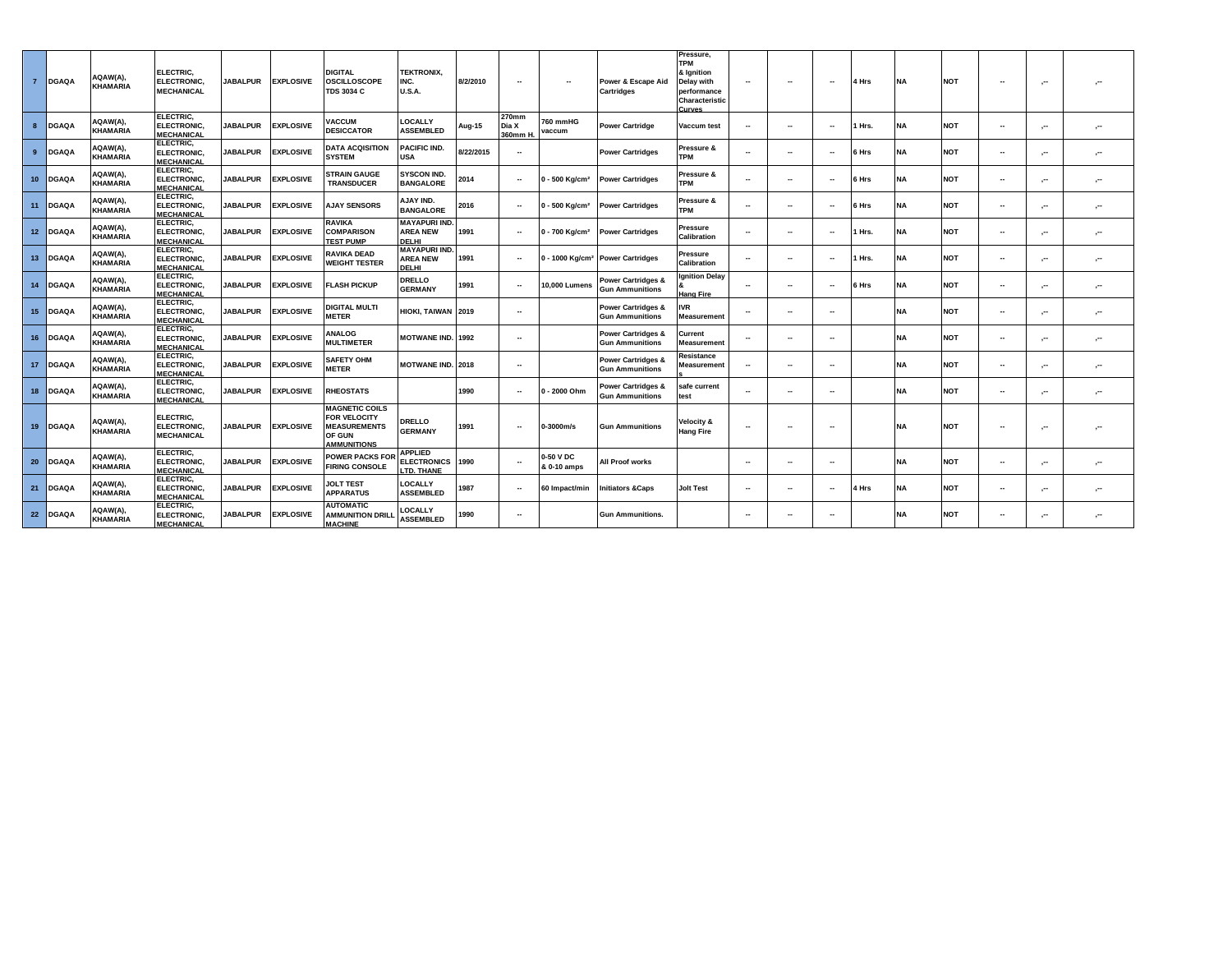| | | | | | | | | | | | | | | | | | | | | | |
|---|---|---|---|---|---|---|---|---|---|---|---|---|---|---|---|---|---|---|---|---|---|
| 7 | DGAQA | AQAW(A), KHAMARIA | ELECTRIC, ELECTRONIC, MECHANICAL | JABALPUR | EXPLOSIVE | DIGITAL OSCILLOSCOPE TDS 3034 C | TEKTRONIX, INC. U.S.A. | 8/2/2010 | -- | -- | Power & Escape Aid Cartridges | Pressure, TPM & Ignition Delay with performance Characteristic Curves | -- | -- | -- | 4 Hrs | NA | NOT | -- | ,-- | ,-- |
| 8 | DGAQA | AQAW(A), KHAMARIA | ELECTRIC, ELECTRONIC, MECHANICAL | JABALPUR | EXPLOSIVE | VACCUM DESICCATOR | LOCALLY ASSEMBLED | Aug-15 | 270mm Dia X 360mm H. | 760 mmHG vaccum | Power Cartridge | Vaccum test | -- | -- | -- | 1 Hrs. | NA | NOT | -- | ,-- | ,-- |
| 9 | DGAQA | AQAW(A), KHAMARIA | ELECTRIC, ELECTRONIC, MECHANICAL | JABALPUR | EXPLOSIVE | DATA ACQISITION SYSTEM | PACIFIC IND. USA | 8/22/2015 | -- | | Power Cartridges | Pressure & TPM | -- | -- | -- | 6 Hrs | NA | NOT | -- | ,-- | ,-- |
| 10 | DGAQA | AQAW(A), KHAMARIA | ELECTRIC, ELECTRONIC, MECHANICAL | JABALPUR | EXPLOSIVE | STRAIN GAUGE TRANSDUCER | SYSCON IND. BANGALORE | 2014 | -- | 0 - 500 Kg/cm² | Power Cartridges | Pressure & TPM | -- | -- | -- | 6 Hrs | NA | NOT | -- | ,-- | ,-- |
| 11 | DGAQA | AQAW(A), KHAMARIA | ELECTRIC, ELECTRONIC, MECHANICAL | JABALPUR | EXPLOSIVE | AJAY SENSORS | AJAY IND. BANGALORE | 2016 | -- | 0 - 500 Kg/cm² | Power Cartridges | Pressure & TPM | -- | -- | -- | 6 Hrs | NA | NOT | -- | ,-- | ,-- |
| 12 | DGAQA | AQAW(A), KHAMARIA | ELECTRIC, ELECTRONIC, MECHANICAL | JABALPUR | EXPLOSIVE | RAVIKA COMPARISON TEST PUMP | MAYAPURI IND. AREA NEW DELHI | 1991 | -- | 0 - 700 Kg/cm² | Power Cartridges | Pressure Calibration | -- | -- | -- | 1 Hrs. | NA | NOT | -- | ,-- | ,-- |
| 13 | DGAQA | AQAW(A), KHAMARIA | ELECTRIC, ELECTRONIC, MECHANICAL | JABALPUR | EXPLOSIVE | RAVIKA DEAD WEIGHT TESTER | MAYAPURI IND. AREA NEW DELHI | 1991 | -- | 0 - 1000 Kg/cm² | Power Cartridges | Pressure Calibration | -- | -- | -- | 1 Hrs. | NA | NOT | -- | ,-- | ,-- |
| 14 | DGAQA | AQAW(A), KHAMARIA | ELECTRIC, ELECTRONIC, MECHANICAL | JABALPUR | EXPLOSIVE | FLASH PICKUP | DRELLO GERMANY | 1991 | -- | 10,000 Lumens | Power Cartridges & Gun Ammunitions | Ignition Delay & Hang Fire | -- | -- | -- | 6 Hrs | NA | NOT | -- | ,-- | ,-- |
| 15 | DGAQA | AQAW(A), KHAMARIA | ELECTRIC, ELECTRONIC, MECHANICAL | JABALPUR | EXPLOSIVE | DIGITAL MULTI METER | HIOKI, TAIWAN | 2019 | -- | | Power Cartridges & Gun Ammunitions | IVR Measurement | -- | -- | -- | | NA | NOT | -- | ,-- | ,-- |
| 16 | DGAQA | AQAW(A), KHAMARIA | ELECTRIC, ELECTRONIC, MECHANICAL | JABALPUR | EXPLOSIVE | ANALOG MULTIMETER | MOTWANE IND. | 1992 | -- | | Power Cartridges & Gun Ammunitions | Current Measurement | -- | -- | -- | | NA | NOT | -- | ,-- | ,-- |
| 17 | DGAQA | AQAW(A), KHAMARIA | ELECTRIC, ELECTRONIC, MECHANICAL | JABALPUR | EXPLOSIVE | SAFETY OHM METER | MOTWANE IND. | 2018 | -- | | Power Cartridges & Gun Ammunitions | Resistance Measurements | -- | -- | -- | | NA | NOT | -- | ,-- | ,-- |
| 18 | DGAQA | AQAW(A), KHAMARIA | ELECTRIC, ELECTRONIC, MECHANICAL | JABALPUR | EXPLOSIVE | RHEOSTATS | | 1990 | -- | 0 - 2000 Ohm | Power Cartridges & Gun Ammunitions | safe current test | -- | -- | -- | | NA | NOT | -- | ,-- | ,-- |
| 19 | DGAQA | AQAW(A), KHAMARIA | ELECTRIC, ELECTRONIC, MECHANICAL | JABALPUR | EXPLOSIVE | MAGNETIC COILS FOR VELOCITY MEASUREMENTS OF GUN AMMUNITIONS | DRELLO GERMANY | 1991 | -- | 0-3000m/s | Gun Ammunitions | Velocity & Hang Fire | -- | -- | -- | | NA | NOT | -- | ,-- | ,-- |
| 20 | DGAQA | AQAW(A), KHAMARIA | ELECTRIC, ELECTRONIC, MECHANICAL | JABALPUR | EXPLOSIVE | POWER PACKS FOR FIRING CONSOLE | APPLIED ELECTRONICS LTD. THANE | 1990 | -- | 0-50 V DC & 0-10 amps | All Proof works | | -- | -- | -- | | NA | NOT | -- | ,-- | ,-- |
| 21 | DGAQA | AQAW(A), KHAMARIA | ELECTRIC, ELECTRONIC, MECHANICAL | JABALPUR | EXPLOSIVE | JOLT TEST APPARATUS | LOCALLY ASSEMBLED | 1987 | -- | 60 Impact/min | Initiators &Caps | Jolt Test | -- | -- | -- | 4 Hrs | NA | NOT | -- | ,-- | ,-- |
| 22 | DGAQA | AQAW(A), KHAMARIA | ELECTRIC, ELECTRONIC, MECHANICAL | JABALPUR | EXPLOSIVE | AUTOMATIC AMMUNITION DRILL MACHINE | LOCALLY ASSEMBLED | 1990 | -- | | Gun Ammunitions. | | -- | -- | -- | | NA | NOT | -- | ,-- | ,-- |